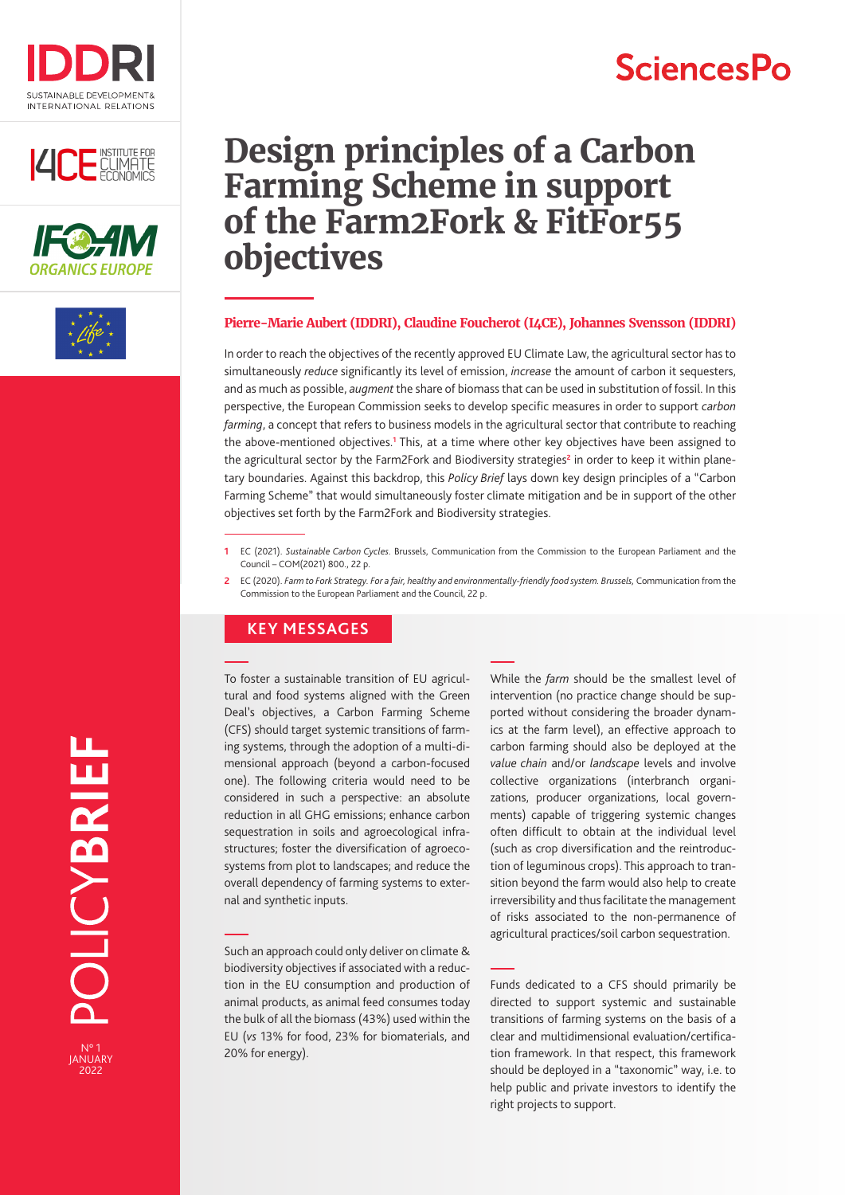# Design principles of a Carbon Farming Scheme in support of the Farm2Fork & FitFor55 objectives

**Pierre-Marie Aubert (IDDRI), Claudine Foucherot (I4CE), Johannes Svensson (IDDRI)**

In order to reach the objectives of the recently approved EU Climate Law, the agricultural sector has to simultaneously *reduce* significantly its level of emission, *increase* the amount of carbon it sequesters, and as much as possible, *augment* the share of biomass that can be used in substitution of fossil. In this perspective, the European Commission seeks to develop specific measures in order to support *carbon farming*, a concept that refers to business models in the agricultural sector that contribute to reaching the above-mentioned objectives.[1] This, at a time where other key objectives have been assigned to the agricultural sector by the Farm2Fork and Biodiversity strategies[2] in order to keep it within planetary boundaries. Against this backdrop, this *Policy Brief* lays down key design principles of a "Carbon Farming Scheme" that would simultaneously foster climate mitigation and be in support of the other objectives set forth by the Farm2Fork and Biodiversity strategies.

1 EC (2021). *Sustainable Carbon Cycles*. Brussels, Communication from the Commission to the European Parliament and the Council – COM(2021) 800., 22 p.

2 EC (2020). *Farm to Fork Strategy. For a fair, healthy and environmentally-friendly food system. Brussels,* Communication from the Commission to the European Parliament and the Council, 22 p.

## KEY MESSAGES

To foster a sustainable transition of EU agricultural and food systems aligned with the Green Deal's objectives, a Carbon Farming Scheme (CFS) should target systemic transitions of farming systems, through the adoption of a multi-dimensional approach (beyond a carbon-focused one). The following criteria would need to be considered in such a perspective: an absolute reduction in all GHG emissions; enhance carbon sequestration in soils and agroecological infrastructures; foster the diversification of agroecosystems from plot to landscapes; and reduce the overall dependency of farming systems to external and synthetic inputs.

Such an approach could only deliver on climate & biodiversity objectives if associated with a reduction in the EU consumption and production of animal products, as animal feed consumes today the bulk of all the biomass (43%) used within the EU (*vs* 13% for food, 23% for biomaterials, and 20% for energy).

While the *farm* should be the smallest level of intervention (no practice change should be supported without considering the broader dynamics at the farm level), an effective approach to carbon farming should also be deployed at the *value chain* and/or *landscape* levels and involve collective organizations (interbranch organizations, producer organizations, local governments) capable of triggering systemic changes often difficult to obtain at the individual level (such as crop diversification and the reintroduction of leguminous crops). This approach to transition beyond the farm would also help to create irreversibility and thus facilitate the management of risks associated to the non-permanence of agricultural practices/soil carbon sequestration.

Funds dedicated to a CFS should primarily be directed to support systemic and sustainable transitions of farming systems on the basis of a clear and multidimensional evaluation/certification framework. In that respect, this framework should be deployed in a "taxonomic" way, i.e. to help public and private investors to identify the right projects to support.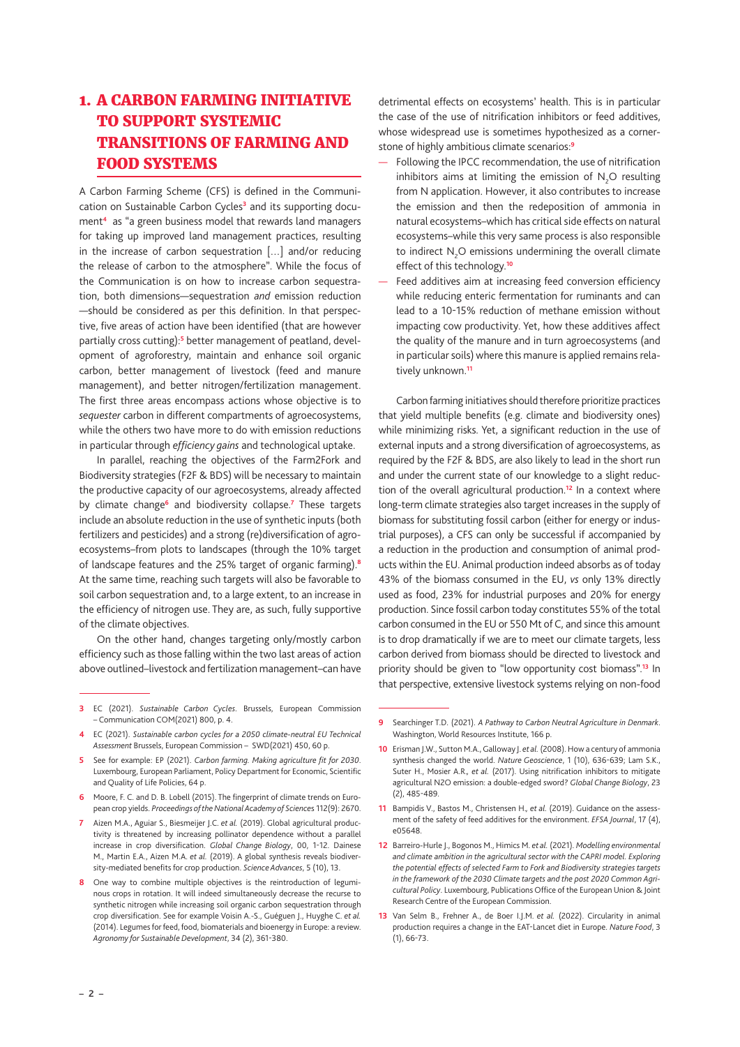# 1. A CARBON FARMING INITIATIVE TO SUPPORT SYSTEMIC TRANSITIONS OF FARMING AND FOOD SYSTEMS

A Carbon Farming Scheme (CFS) is defined in the Communication on Sustainable Carbon Cycles[3] and its supporting document[4] as "a green business model that rewards land managers for taking up improved land management practices, resulting in the increase of carbon sequestration […] and/or reducing the release of carbon to the atmosphere". While the focus of the Communication is on how to increase carbon sequestration, both dimensions—sequestration *and* emission reduction—should be considered as per this definition. In that perspective, five areas of action have been identified (that are however partially cross cutting):[5] better management of peatland, development of agroforestry, maintain and enhance soil organic carbon, better management of livestock (feed and manure management), and better nitrogen/fertilization management. The first three areas encompass actions whose objective is to *sequester* carbon in different compartments of agroecosystems, while the others two have more to do with emission reductions in particular through *efficiency gains* and technological uptake.

In parallel, reaching the objectives of the Farm2Fork and Biodiversity strategies (F2F & BDS) will be necessary to maintain the productive capacity of our agroecosystems, already affected by climate change[6] and biodiversity collapse.[7] These targets include an absolute reduction in the use of synthetic inputs (both fertilizers and pesticides) and a strong (re)diversification of agro-ecosystems–from plots to landscapes (through the 10% target of landscape features and the 25% target of organic farming).[8] At the same time, reaching such targets will also be favorable to soil carbon sequestration and, to a large extent, to an increase in the efficiency of nitrogen use. They are, as such, fully supportive of the climate objectives.

On the other hand, changes targeting only/mostly carbon efficiency such as those falling within the two last areas of action above outlined–livestock and fertilization management–can have detrimental effects on ecosystems' health. This is in particular the case of the use of nitrification inhibitors or feed additives, whose widespread use is sometimes hypothesized as a cornerstone of highly ambitious climate scenarios:[9]

- Following the IPCC recommendation, the use of nitrification inhibitors aims at limiting the emission of $N_2O$ resulting from N application. However, it also contributes to increase the emission and then the redeposition of ammonia in natural ecosystems–which has critical side effects on natural ecosystems–while this very same process is also responsible to indirect $N_2O$ emissions undermining the overall climate effect of this technology.[10]
- Feed additives aim at increasing feed conversion efficiency while reducing enteric fermentation for ruminants and can lead to a 10-15% reduction of methane emission without impacting cow productivity. Yet, how these additives affect the quality of the manure and in turn agroecosystems (and in particular soils) where this manure is applied remains relatively unknown.[11]

Carbon farming initiatives should therefore prioritize practices that yield multiple benefits (e.g. climate and biodiversity ones) while minimizing risks. Yet, a significant reduction in the use of external inputs and a strong diversification of agroecosystems, as required by the F2F & BDS, are also likely to lead in the short run and under the current state of our knowledge to a slight reduction of the overall agricultural production.[12] In a context where long-term climate strategies also target increases in the supply of biomass for substituting fossil carbon (either for energy or industrial purposes), a CFS can only be successful if accompanied by a reduction in the production and consumption of animal products within the EU. Animal production indeed absorbs as of today 43% of the biomass consumed in the EU, *vs* only 13% directly used as food, 23% for industrial purposes and 20% for energy production. Since fossil carbon today constitutes 55% of the total carbon consumed in the EU or 550 Mt of C, and since this amount is to drop dramatically if we are to meet our climate targets, less carbon derived from biomass should be directed to livestock and priority should be given to "low opportunity cost biomass".[13] In that perspective, extensive livestock systems relying on non-food

---

3. EC (2021). *Sustainable Carbon Cycles*. Brussels, European Commission – Communication COM(2021) 800, p. 4.
4. EC (2021). *Sustainable carbon cycles for a 2050 climate-neutral EU Technical Assessment* Brussels, European Commission – SWD(2021) 450, 60 p.
5. See for example: EP (2021). *Carbon farming. Making agriculture fit for 2030*. Luxembourg, European Parliament, Policy Department for Economic, Scientific and Quality of Life Policies, 64 p.
6. Moore, F. C. and D. B. Lobell (2015). The fingerprint of climate trends on European crop yields. *Proceedings of the National Academy of Sciences* 112(9): 2670.
7. Aizen M.A., Aguiar S., Biesmeijer J.C. *et al.* (2019). Global agricultural productivity is threatened by increasing pollinator dependence without a parallel increase in crop diversification. *Global Change Biology*, 00, 1-12. Dainese M., Martin E.A., Aizen M.A. *et al.* (2019). A global synthesis reveals biodiversity-mediated benefits for crop production. *Science Advances*, 5 (10), 13.
8. One way to combine multiple objectives is the reintroduction of leguminous crops in rotation. It will indeed simultaneously decrease the recurse to synthetic nitrogen while increasing soil organic carbon sequestration through crop diversification. See for example Voisin A.-S., Guéguen J., Huyghe C. *et al.* (2014). Legumes for feed, food, biomaterials and bioenergy in Europe: a review. *Agronomy for Sustainable Development*, 34 (2), 361-380.
9. Searchinger T.D. (2021). *A Pathway to Carbon Neutral Agriculture in Denmark*. Washington, World Resources Institute, 166 p.
10. Erisman J.W., Sutton M.A., Galloway J. *et al.* (2008). How a century of ammonia synthesis changed the world. *Nature Geoscience*, 1 (10), 636-639; Lam S.K., Suter H., Mosier A.R., *et al.* (2017). Using nitrification inhibitors to mitigate agricultural N2O emission: a double-edged sword? *Global Change Biology*, 23 (2), 485-489.
11. Bampidis V., Bastos M., Christensen H., *et al.* (2019). Guidance on the assessment of the safety of feed additives for the environment. *EFSA Journal*, 17 (4), e05648.
12. Barreiro-Hurle J., Bogonos M., Himics M. *et al.* (2021). *Modelling environmental and climate ambition in the agricultural sector with the CAPRI model. Exploring the potential effects of selected Farm to Fork and Biodiversity strategies targets in the framework of the 2030 Climate targets and the post 2020 Common Agricultural Policy*. Luxembourg, Publications Office of the European Union & Joint Research Centre of the European Commission.
13. Van Selm B., Frehner A., de Boer I.J.M. *et al.* (2022). Circularity in animal production requires a change in the EAT-Lancet diet in Europe. *Nature Food*, 3 (1), 66-73.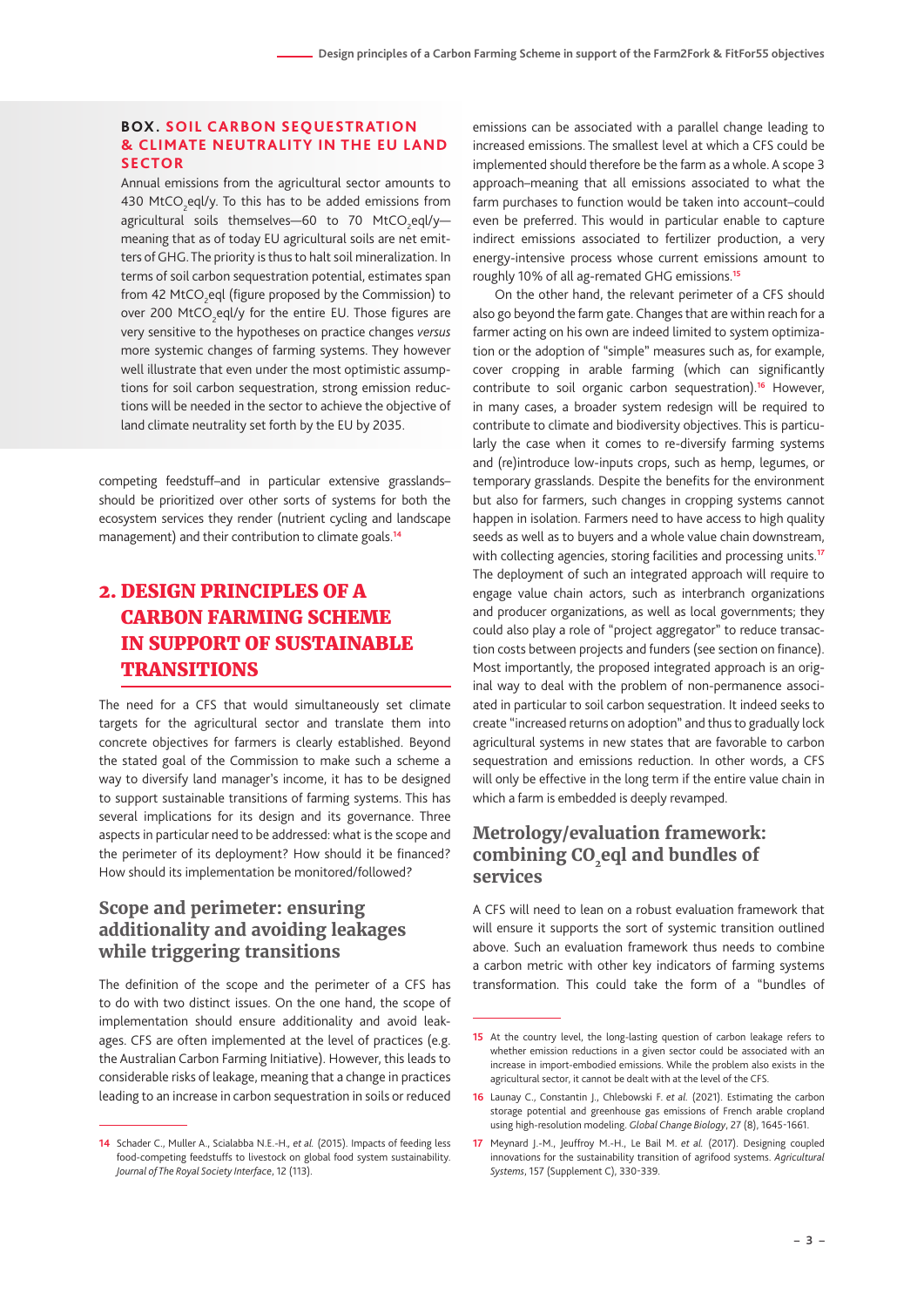### BOX. SOIL CARBON SEQUESTRATION & CLIMATE NEUTRALITY IN THE EU LAND SECTOR

Annual emissions from the agricultural sector amounts to 430 $MtCO_2eql/y$. To this has to be added emissions from agricultural soils themselves—60 to 70 $MtCO_2eql/y$—meaning that as of today EU agricultural soils are net emitters of GHG. The priority is thus to halt soil mineralization. In terms of soil carbon sequestration potential, estimates span from 42 $MtCO_2eql$ (figure proposed by the Commission) to over 200 $MtCO_2eql/y$ for the entire EU. Those figures are very sensitive to the hypotheses on practice changes *versus* more systemic changes of farming systems. They however well illustrate that even under the most optimistic assumptions for soil carbon sequestration, strong emission reductions will be needed in the sector to achieve the objective of land climate neutrality set forth by the EU by 2035.

competing feedstuff–and in particular extensive grasslands–should be prioritized over other sorts of systems for both the ecosystem services they render (nutrient cycling and landscape management) and their contribution to climate goals.[14]

## 2. DESIGN PRINCIPLES OF A CARBON FARMING SCHEME IN SUPPORT OF SUSTAINABLE TRANSITIONS

The need for a CFS that would simultaneously set climate targets for the agricultural sector and translate them into concrete objectives for farmers is clearly established. Beyond the stated goal of the Commission to make such a scheme a way to diversify land manager's income, it has to be designed to support sustainable transitions of farming systems. This has several implications for its design and its governance. Three aspects in particular need to be addressed: what is the scope and the perimeter of its deployment? How should it be financed? How should its implementation be monitored/followed?

### Scope and perimeter: ensuring additionality and avoiding leakages while triggering transitions

The definition of the scope and the perimeter of a CFS has to do with two distinct issues. On the one hand, the scope of implementation should ensure additionality and avoid leakages. CFS are often implemented at the level of practices (e.g. the Australian Carbon Farming Initiative). However, this leads to considerable risks of leakage, meaning that a change in practices leading to an increase in carbon sequestration in soils or reduced emissions can be associated with a parallel change leading to increased emissions. The smallest level at which a CFS could be implemented should therefore be the farm as a whole. A scope 3 approach–meaning that all emissions associated to what the farm purchases to function would be taken into account–could even be preferred. This would in particular enable to capture indirect emissions associated to fertilizer production, a very energy-intensive process whose current emissions amount to roughly 10% of all ag-remated GHG emissions.[15]

On the other hand, the relevant perimeter of a CFS should also go beyond the farm gate. Changes that are within reach for a farmer acting on his own are indeed limited to system optimization or the adoption of "simple" measures such as, for example, cover cropping in arable farming (which can significantly contribute to soil organic carbon sequestration).[16] However, in many cases, a broader system redesign will be required to contribute to climate and biodiversity objectives. This is particularly the case when it comes to re-diversify farming systems and (re)introduce low-inputs crops, such as hemp, legumes, or temporary grasslands. Despite the benefits for the environment but also for farmers, such changes in cropping systems cannot happen in isolation. Farmers need to have access to high quality seeds as well as to buyers and a whole value chain downstream, with collecting agencies, storing facilities and processing units.[17] The deployment of such an integrated approach will require to engage value chain actors, such as interbranch organizations and producer organizations, as well as local governments; they could also play a role of "project aggregator" to reduce transaction costs between projects and funders (see section on finance). Most importantly, the proposed integrated approach is an original way to deal with the problem of non-permanence associated in particular to soil carbon sequestration. It indeed seeks to create "increased returns on adoption" and thus to gradually lock agricultural systems in new states that are favorable to carbon sequestration and emissions reduction. In other words, a CFS will only be effective in the long term if the entire value chain in which a farm is embedded is deeply revamped.

### Metrology/evaluation framework: combining $CO_2eql$ and bundles of services

A CFS will need to lean on a robust evaluation framework that will ensure it supports the sort of systemic transition outlined above. Such an evaluation framework thus needs to combine a carbon metric with other key indicators of farming systems transformation. This could take the form of a "bundles of

---

14 Schader C., Muller A., Scialabba N.E.-H., *et al.* (2015). Impacts of feeding less food-competing feedstuffs to livestock on global food system sustainability. *Journal of The Royal Society Interface*, 12 (113).

15 At the country level, the long-lasting question of carbon leakage refers to whether emission reductions in a given sector could be associated with an increase in import-embodied emissions. While the problem also exists in the agricultural sector, it cannot be dealt with at the level of the CFS.

16 Launay C., Constantin J., Chlebowski F. *et al.* (2021). Estimating the carbon storage potential and greenhouse gas emissions of French arable cropland using high-resolution modeling. *Global Change Biology*, 27 (8), 1645-1661.

17 Meynard J.-M., Jeuffroy M.-H., Le Bail M. *et al.* (2017). Designing coupled innovations for the sustainability transition of agrifood systems. *Agricultural Systems*, 157 (Supplement C), 330-339.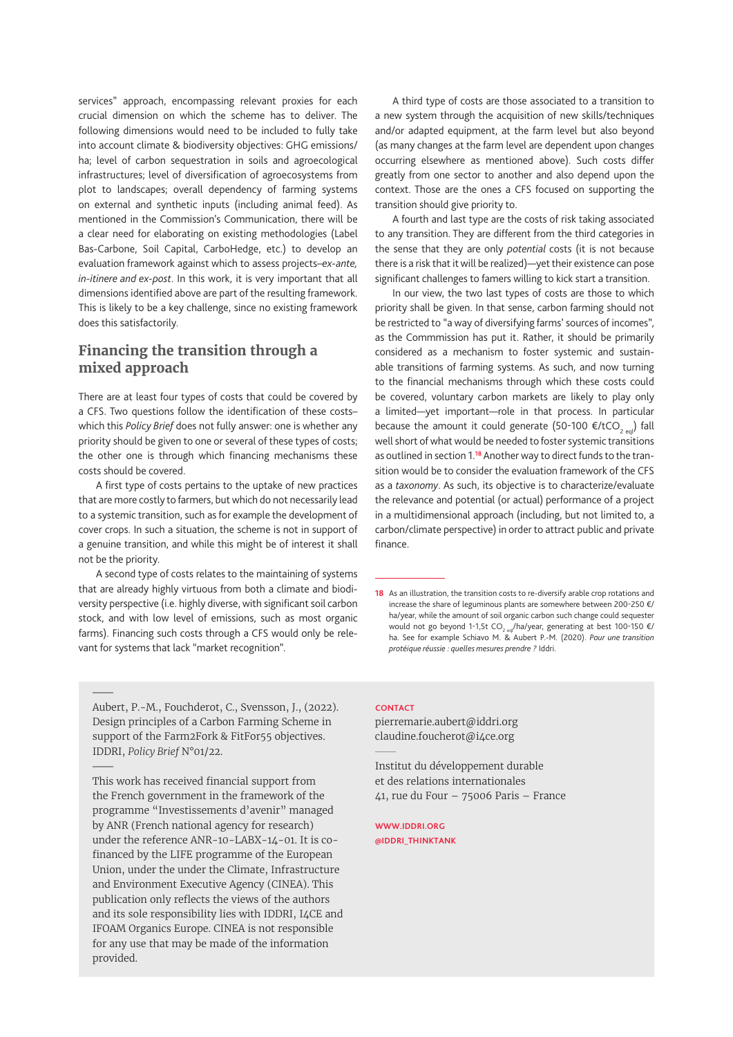services" approach, encompassing relevant proxies for each crucial dimension on which the scheme has to deliver. The following dimensions would need to be included to fully take into account climate & biodiversity objectives: GHG emissions/ha; level of carbon sequestration in soils and agroecological infrastructures; level of diversification of agroecosystems from plot to landscapes; overall dependency of farming systems on external and synthetic inputs (including animal feed). As mentioned in the Commission's Communication, there will be a clear need for elaborating on existing methodologies (Label Bas-Carbone, Soil Capital, CarboHedge, etc.) to develop an evaluation framework against which to assess projects–*ex-ante, in-itinere and ex-post*. In this work, it is very important that all dimensions identified above are part of the resulting framework. This is likely to be a key challenge, since no existing framework does this satisfactorily.

## Financing the transition through a mixed approach

There are at least four types of costs that could be covered by a CFS. Two questions follow the identification of these costs–which this *Policy Brief* does not fully answer: one is whether any priority should be given to one or several of these types of costs; the other one is through which financing mechanisms these costs should be covered.

A first type of costs pertains to the uptake of new practices that are more costly to farmers, but which do not necessarily lead to a systemic transition, such as for example the development of cover crops. In such a situation, the scheme is not in support of a genuine transition, and while this might be of interest it shall not be the priority.

A second type of costs relates to the maintaining of systems that are already highly virtuous from both a climate and biodiversity perspective (i.e. highly diverse, with significant soil carbon stock, and with low level of emissions, such as most organic farms). Financing such costs through a CFS would only be relevant for systems that lack "market recognition".

A third type of costs are those associated to a transition to a new system through the acquisition of new skills/techniques and/or adapted equipment, at the farm level but also beyond (as many changes at the farm level are dependent upon changes occurring elsewhere as mentioned above). Such costs differ greatly from one sector to another and also depend upon the context. Those are the ones a CFS focused on supporting the transition should give priority to.

A fourth and last type are the costs of risk taking associated to any transition. They are different from the third categories in the sense that they are only *potential* costs (it is not because there is a risk that it will be realized)—yet their existence can pose significant challenges to famers willing to kick start a transition.

In our view, the two last types of costs are those to which priority shall be given. In that sense, carbon farming should not be restricted to "a way of diversifying farms' sources of incomes", as the Commmission has put it. Rather, it should be primarily considered as a mechanism to foster systemic and sustainable transitions of farming systems. As such, and now turning to the financial mechanisms through which these costs could be covered, voluntary carbon markets are likely to play only a limited—yet important—role in that process. In particular because the amount it could generate (50-100 €/t$CO_{2\ eq}$) fall well short of what would be needed to foster systemic transitions as outlined in section 1.[18] Another way to direct funds to the transition would be to consider the evaluation framework of the CFS as a *taxonomy*. As such, its objective is to characterize/evaluate the relevance and potential (or actual) performance of a project in a multidimensional approach (including, but not limited to, a carbon/climate perspective) in order to attract public and private finance.

---

18 As an illustration, the transition costs to re-diversify arable crop rotations and increase the share of leguminous plants are somewhere between 200-250 €/ha/year, while the amount of soil organic carbon such change could sequester would not go beyond 1-1,5t $CO_{2\ eq}$/ha/year, generating at best 100-150 €/ha. See for example Schiavo M. & Aubert P.-M. (2020). *Pour une transition protéique réussie : quelles mesures prendre ?* Iddri.

---

Aubert, P.-M., Fouchderot, C., Svensson, J., (2022). Design principles of a Carbon Farming Scheme in support of the Farm2Fork & FitFor55 objectives. IDDRI, *Policy Brief* N°01/22.

This work has received financial support from the French government in the framework of the programme "Investissements d'avenir" managed by ANR (French national agency for research) under the reference ANR-10-LABX-14-01. It is co-financed by the LIFE programme of the European Union, under the under the Climate, Infrastructure and Environment Executive Agency (CINEA). This publication only reflects the views of the authors and its sole responsibility lies with IDDRI, I4CE and IFOAM Organics Europe. CINEA is not responsible for any use that may be made of the information provided.

**CONTACT**
pierremarie.aubert@iddri.org
claudine.foucherot@i4ce.org

Institut du développement durable
et des relations internationales
41, rue du Four – 75006 Paris – France

**WWW.IDDRI.ORG**
**@IDDRI_THINKTANK**